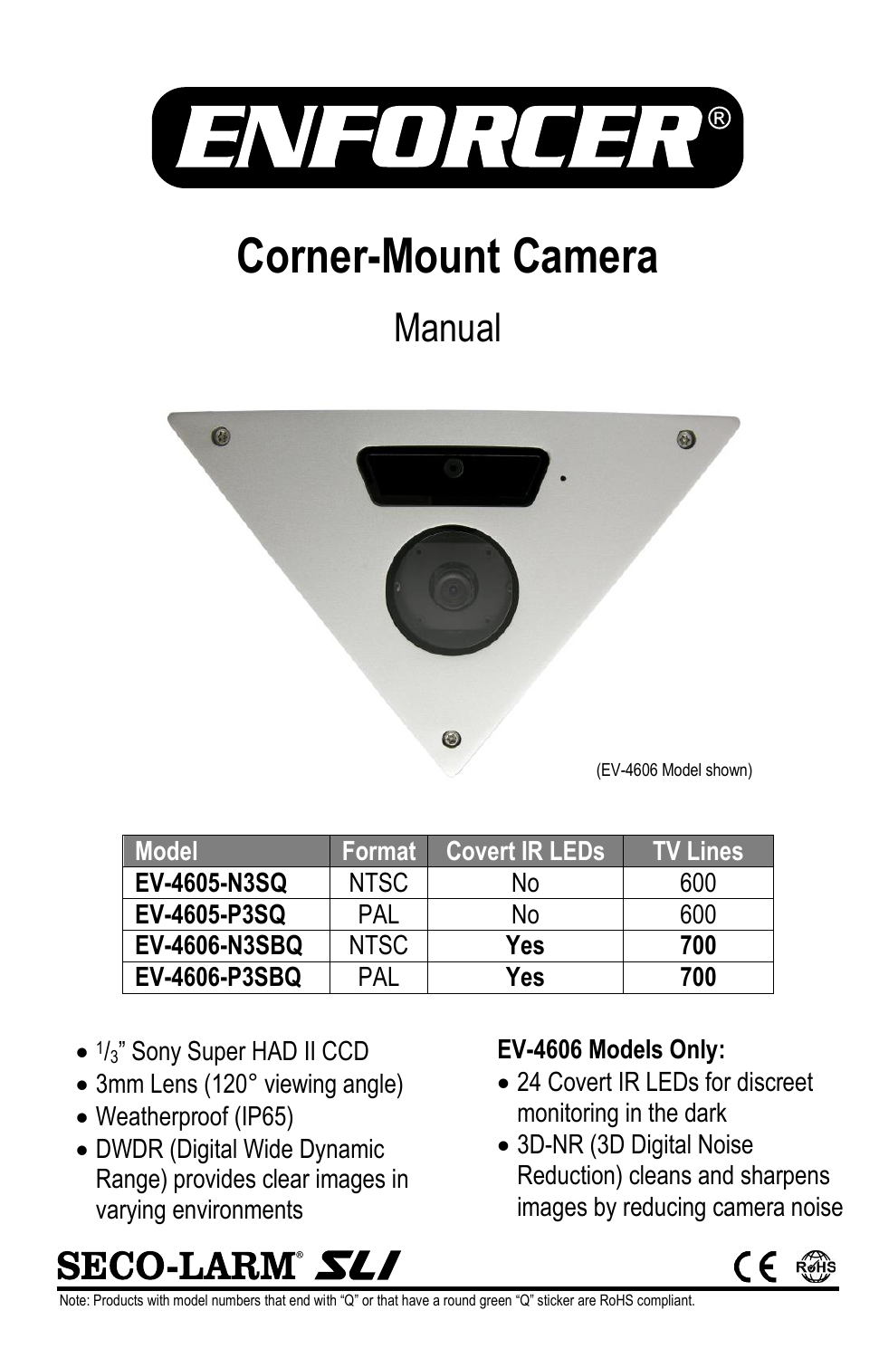# ENFORCER®

# Corner-Mount Camera

## Manual

(EV-4606 Model shown)

| Model | Format | Covert IR LEDs | TV Lines |
|---|---|---|---|
| **EV-4605-N3SQ** | NTSC | No | 600 |
| **EV-4605-P3SQ** | PAL | No | 600 |
| **EV-4606-N3SBQ** | NTSC | **Yes** | **700** |
| **EV-4606-P3SBQ** | PAL | **Yes** | **700** |

- $^1/_3$" Sony Super HAD II CCD
- 3mm Lens (120° viewing angle)
- Weatherproof (IP65)
- DWDR (Digital Wide Dynamic Range) provides clear images in varying environments

**EV-4606 Models Only:**

- 24 Covert IR LEDs for discreet monitoring in the dark
- 3D-NR (3D Digital Noise Reduction) cleans and sharpens images by reducing camera noise

SECO-LARM® SLI

Note: Products with model numbers that end with "Q" or that have a round green "Q" sticker are RoHS compliant.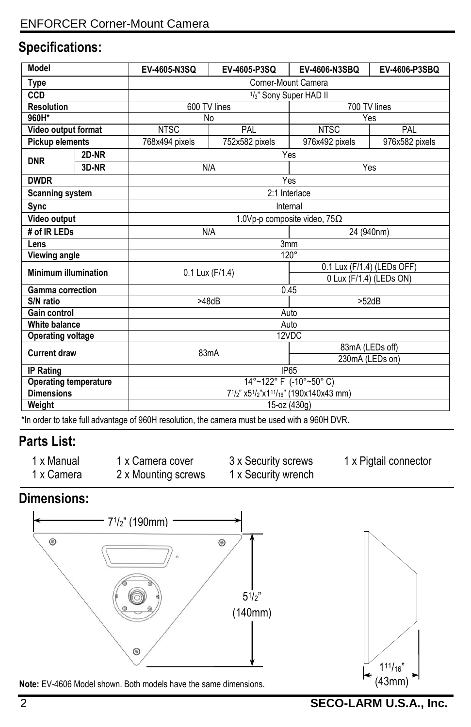## Specifications:

| Model | | EV-4605-N3SQ | EV-4605-P3SQ | EV-4606-N3SBQ | EV-4606-P3SBQ |
|---|---|---|---|---|---|
| Type | | Corner-Mount Camera | | | |
| CCD | | $^1/_3$" Sony Super HAD II | | | |
| Resolution | | 600 TV lines | | 700 TV lines | |
| 960H* | | No | | Yes | |
| Video output format | | NTSC | PAL | NTSC | PAL |
| Pickup elements | | 768x494 pixels | 752x582 pixels | 976x492 pixels | 976x582 pixels |
| DNR | 2D-NR | Yes | | | |
| | 3D-NR | N/A | | Yes | |
| DWDR | | Yes | | | |
| Scanning system | | 2:1 Interlace | | | |
| Sync | | Internal | | | |
| Video output | | 1.0Vp-p composite video, 75Ω | | | |
| # of IR LEDs | | N/A | | 24 (940nm) | |
| Lens | | 3mm | | | |
| Viewing angle | | 120° | | | |
| Minimum illumination | | 0.1 Lux (F/1.4) | | 0.1 Lux (F/1.4) (LEDs OFF) | |
| | | | | 0 Lux (F/1.4) (LEDs ON) | |
| Gamma correction | | 0.45 | | | |
| S/N ratio | | >48dB | | >52dB | |
| Gain control | | Auto | | | |
| White balance | | Auto | | | |
| Operating voltage | | 12VDC | | | |
| Current draw | | 83mA | | 83mA (LEDs off) | |
| | | | | 230mA (LEDs on) | |
| IP Rating | | IP65 | | | |
| Operating temperature | | 14°~122° F (-10°~50° C) | | | |
| Dimensions | | $7^1/_2$" x$5^1/_2$"x$1^{11}/_{16}$" (190x140x43 mm) | | | |
| Weight | | 15-oz (430g) | | | |

*In order to take full advantage of 960H resolution, the camera must be used with a 960H DVR.

## Parts List:

- 1 x Manual
- 1 x Camera
- 1 x Camera cover
- 2 x Mounting screws
- 3 x Security screws
- 1 x Security wrench
- 1 x Pigtail connector

## Dimensions:

$7^1/_2$" (190mm)

$5^1/_2$" (140mm)

$1^{11}/_{16}$" (43mm)

**Note:** EV-4606 Model shown. Both models have the same dimensions.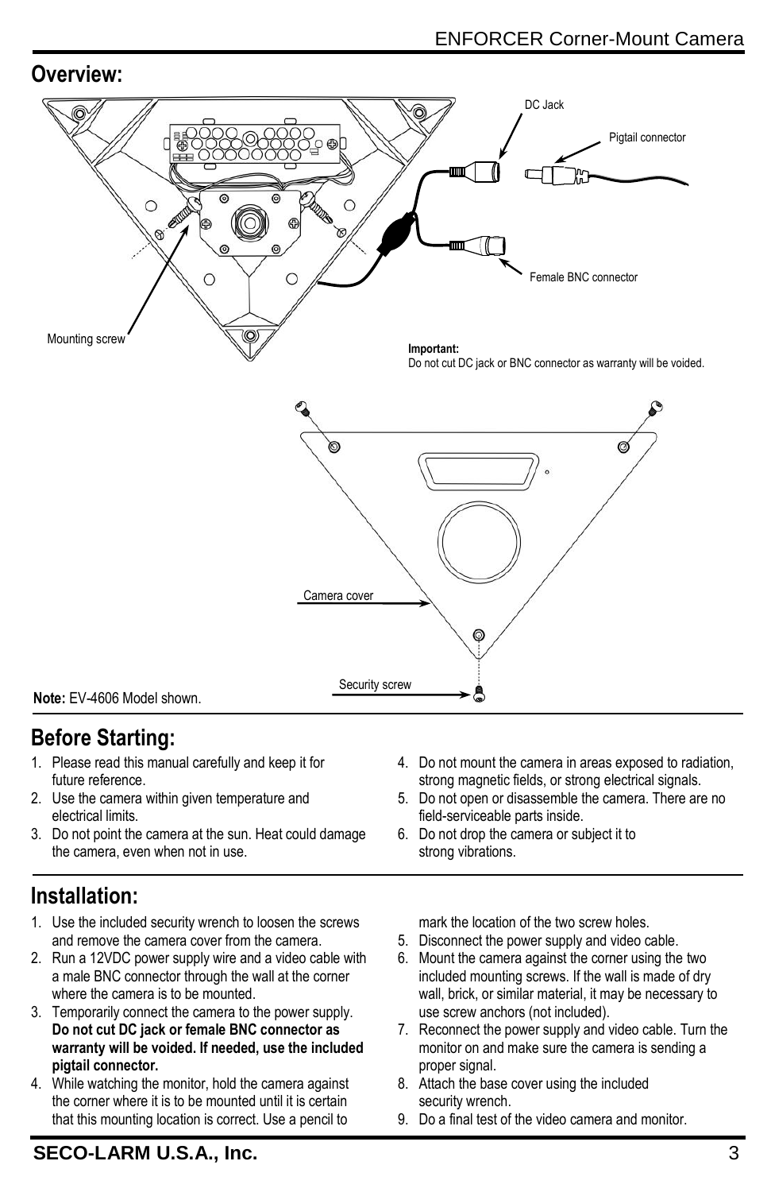## Overview:

DC Jack

Pigtail connector

Female BNC connector

Mounting screw

**Important:**
Do not cut DC jack or BNC connector as warranty will be voided.

Camera cover

Security screw

**Note:** EV-4606 Model shown.

## Before Starting:

1. Please read this manual carefully and keep it for future reference.
2. Use the camera within given temperature and electrical limits.
3. Do not point the camera at the sun. Heat could damage the camera, even when not in use.
4. Do not mount the camera in areas exposed to radiation, strong magnetic fields, or strong electrical signals.
5. Do not open or disassemble the camera. There are no field-serviceable parts inside.
6. Do not drop the camera or subject it to strong vibrations.

## Installation:

1. Use the included security wrench to loosen the screws and remove the camera cover from the camera.
2. Run a 12VDC power supply wire and a video cable with a male BNC connector through the wall at the corner where the camera is to be mounted.
3. Temporarily connect the camera to the power supply. **Do not cut DC jack or female BNC connector as warranty will be voided. If needed, use the included pigtail connector.**
4. While watching the monitor, hold the camera against the corner where it is to be mounted until it is certain that this mounting location is correct. Use a pencil to mark the location of the two screw holes.
5. Disconnect the power supply and video cable.
6. Mount the camera against the corner using the two included mounting screws. If the wall is made of dry wall, brick, or similar material, it may be necessary to use screw anchors (not included).
7. Reconnect the power supply and video cable. Turn the monitor on and make sure the camera is sending a proper signal.
8. Attach the base cover using the included security wrench.
9. Do a final test of the video camera and monitor.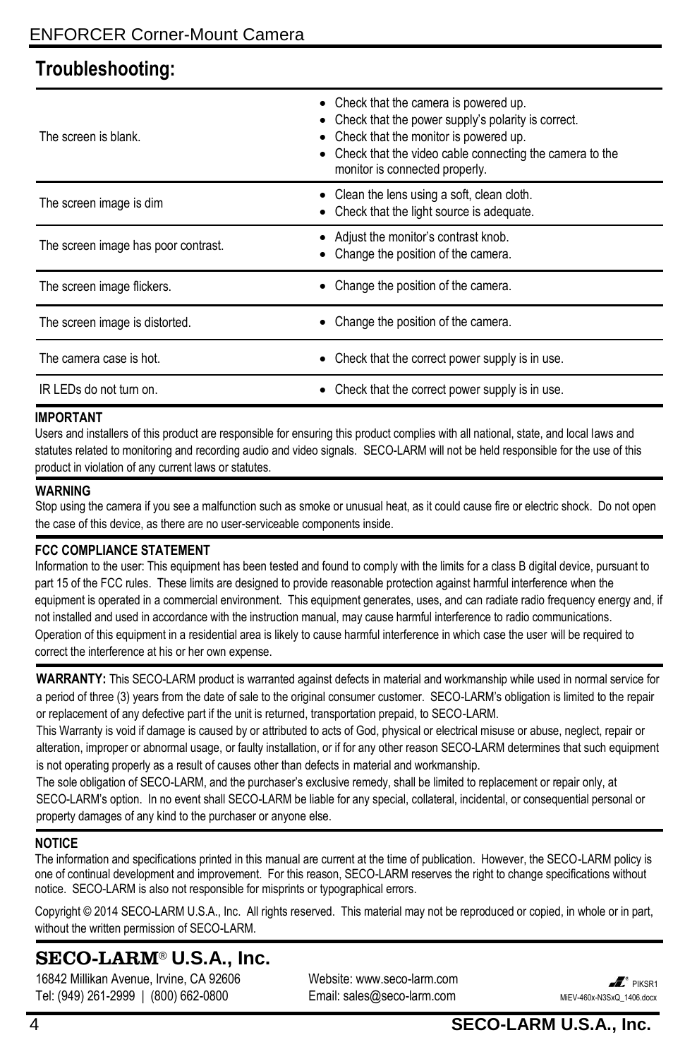## Troubleshooting:

| | |
|---|---|
| The screen is blank. | • Check that the camera is powered up.<br>• Check that the power supply's polarity is correct.<br>• Check that the monitor is powered up.<br>• Check that the video cable connecting the camera to the monitor is connected properly. |
| The screen image is dim | • Clean the lens using a soft, clean cloth.<br>• Check that the light source is adequate. |
| The screen image has poor contrast. | • Adjust the monitor's contrast knob.<br>• Change the position of the camera. |
| The screen image flickers. | • Change the position of the camera. |
| The screen image is distorted. | • Change the position of the camera. |
| The camera case is hot. | • Check that the correct power supply is in use. |
| IR LEDs do not turn on. | • Check that the correct power supply is in use. |

**IMPORTANT**

Users and installers of this product are responsible for ensuring this product complies with all national, state, and local laws and statutes related to monitoring and recording audio and video signals. SECO-LARM will not be held responsible for the use of this product in violation of any current laws or statutes.

**WARNING**

Stop using the camera if you see a malfunction such as smoke or unusual heat, as it could cause fire or electric shock. Do not open the case of this device, as there are no user-serviceable components inside.

**FCC COMPLIANCE STATEMENT**

Information to the user: This equipment has been tested and found to comply with the limits for a class B digital device, pursuant to part 15 of the FCC rules. These limits are designed to provide reasonable protection against harmful interference when the equipment is operated in a commercial environment. This equipment generates, uses, and can radiate radio frequency energy and, if not installed and used in accordance with the instruction manual, may cause harmful interference to radio communications. Operation of this equipment in a residential area is likely to cause harmful interference in which case the user will be required to correct the interference at his or her own expense.

**WARRANTY:** This SECO-LARM product is warranted against defects in material and workmanship while used in normal service for a period of three (3) years from the date of sale to the original consumer customer. SECO-LARM's obligation is limited to the repair or replacement of any defective part if the unit is returned, transportation prepaid, to SECO-LARM.
This Warranty is void if damage is caused by or attributed to acts of God, physical or electrical misuse or abuse, neglect, repair or alteration, improper or abnormal usage, or faulty installation, or if for any other reason SECO-LARM determines that such equipment is not operating properly as a result of causes other than defects in material and workmanship.
The sole obligation of SECO-LARM, and the purchaser's exclusive remedy, shall be limited to replacement or repair only, at SECO-LARM's option. In no event shall SECO-LARM be liable for any special, collateral, incidental, or consequential personal or property damages of any kind to the purchaser or anyone else.

**NOTICE**

The information and specifications printed in this manual are current at the time of publication. However, the SECO-LARM policy is one of continual development and improvement. For this reason, SECO-LARM reserves the right to change specifications without notice. SECO-LARM is also not responsible for misprints or typographical errors.

Copyright © 2014 SECO-LARM U.S.A., Inc. All rights reserved. This material may not be reproduced or copied, in whole or in part, without the written permission of SECO-LARM.

## SECO-LARM® U.S.A., Inc.

16842 Millikan Avenue, Irvine, CA 92606
Tel: (949) 261-2999 | (800) 662-0800

Website: www.seco-larm.com
Email: sales@seco-larm.com

PIKSR1
MiEV-460x-N3SxQ_1406.docx